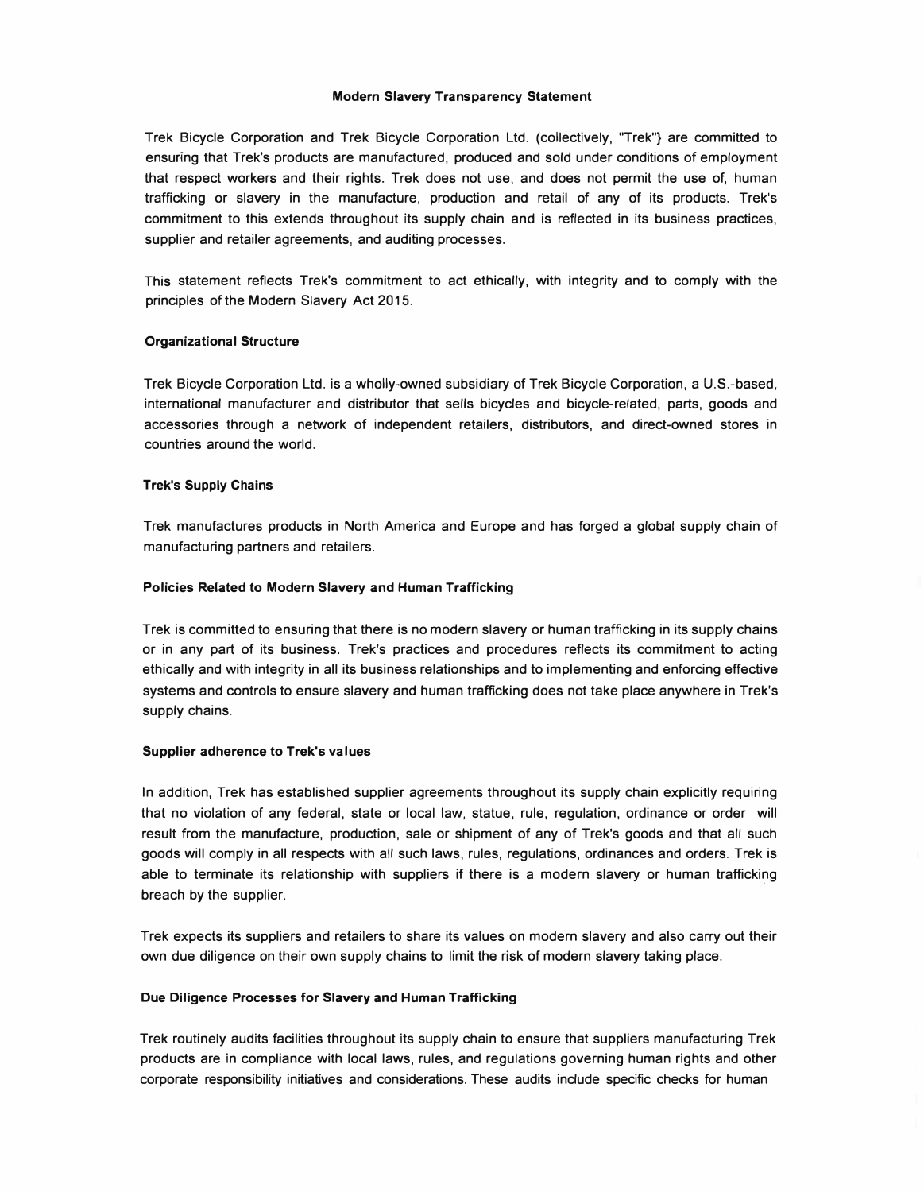# Modern Slavery Transparency Statement

Trek Bicycle Corporation and Trek Bicycle Corporation Ltd. (collectively, "Trek"} are committed to ensuring that Trek's products are manufactured, produced and sold under conditions of employment that respect workers and their rights. Trek does not use, and does not permit the use of, human trafficking or slavery in the manufacture, production and retail of any of its products. Trek's commitment to this extends throughout its supply chain and is reflected in its business practices, supplier and retailer agreements, and auditing processes.

This statement reflects Trek's commitment to act ethically, with integrity and to comply with the principles of the Modern Slavery Act 2015.

## Organizational Structure

Trek Bicycle Corporation Ltd. is a wholly-owned subsidiary of Trek Bicycle Corporation, a U.S.-based, international manufacturer and distributor that sells bicycles and bicycle-related, parts, goods and accessories through a network of independent retailers, distributors, and direct-owned stores in countries around the world.

## Trek's Supply Chains

Trek manufactures products in North America and Europe and has forged a global supply chain of manufacturing partners and retailers.

## Policies Related to Modern Slavery and Human Trafficking

Trek is committed to ensuring that there is no modern slavery or human trafficking in its supply chains or in any part of its business. Trek's practices and procedures reflects its commitment to acting ethically and with integrity in all its business relationships and to implementing and enforcing effective systems and controls to ensure slavery and human trafficking does not take place anywhere in Trek's supply chains.

## Supplier adherence to Trek's values

In addition, Trek has established supplier agreements throughout its supply chain explicitly requiring that no violation of any federal, state or local law, statue, rule, regulation, ordinance or order will result from the manufacture, production, sale or shipment of any of Trek's goods and that all such goods will comply in all respects with all such laws, rules, regulations, ordinances and orders. Trek is able to terminate its relationship with suppliers if there is a modern slavery or human trafficking breach by the supplier.

Trek expects its suppliers and retailers to share its values on modern slavery and also carry out their own due diligence on their own supply chains to limit the risk of modern slavery taking place.

## Due Diligence Processes for Slavery and Human Trafficking

Trek routinely audits facilities throughout its supply chain to ensure that suppliers manufacturing Trek products are in compliance with local laws, rules, and regulations governing human rights and other corporate responsibility initiatives and considerations. These audits include specific checks for human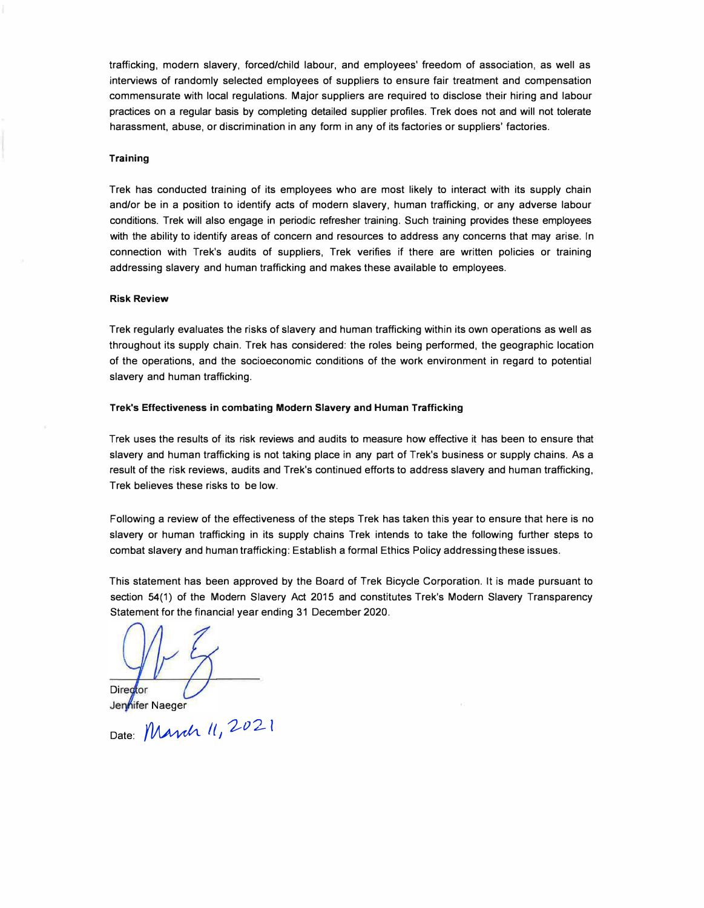trafficking, modern slavery, forced/child labour, and employees' freedom of association, as well as interviews of randomly selected employees of suppliers to ensure fair treatment and compensation commensurate with local regulations. Major suppliers are required to disclose their hiring and labour practices on a regular basis by completing detailed supplier profiles. Trek does not and will not tolerate harassment, abuse, or discrimination in any form in any of its factories or suppliers' factories.

**Training**

Trek has conducted training of its employees who are most likely to interact with its supply chain and/or be in a position to identify acts of modern slavery, human trafficking, or any adverse labour conditions. Trek will also engage in periodic refresher training. Such training provides these employees with the ability to identify areas of concern and resources to address any concerns that may arise. In connection with Trek's audits of suppliers, Trek verifies if there are written policies or training addressing slavery and human trafficking and makes these available to employees.

**Risk Review**

Trek regularly evaluates the risks of slavery and human trafficking within its own operations as well as throughout its supply chain. Trek has considered: the roles being performed, the geographic location of the operations, and the socioeconomic conditions of the work environment in regard to potential slavery and human trafficking.

**Trek's Effectiveness in combating Modern Slavery and Human Trafficking**

Trek uses the results of its risk reviews and audits to measure how effective it has been to ensure that slavery and human trafficking is not taking place in any part of Trek's business or supply chains. As a result of the risk reviews, audits and Trek's continued efforts to address slavery and human trafficking, Trek believes these risks to be low.

Following a review of the effectiveness of the steps Trek has taken this year to ensure that here is no slavery or human trafficking in its supply chains Trek intends to take the following further steps to combat slavery and human trafficking: Establish a formal Ethics Policy addressing these issues.

This statement has been approved by the Board of Trek Bicycle Corporation. It is made pursuant to section 54(1) of the Modern Slavery Act 2015 and constitutes Trek's Modern Slavery Transparency Statement for the financial year ending 31 December 2020.

Director
Jennifer Naeger

Date: March 11, 2021